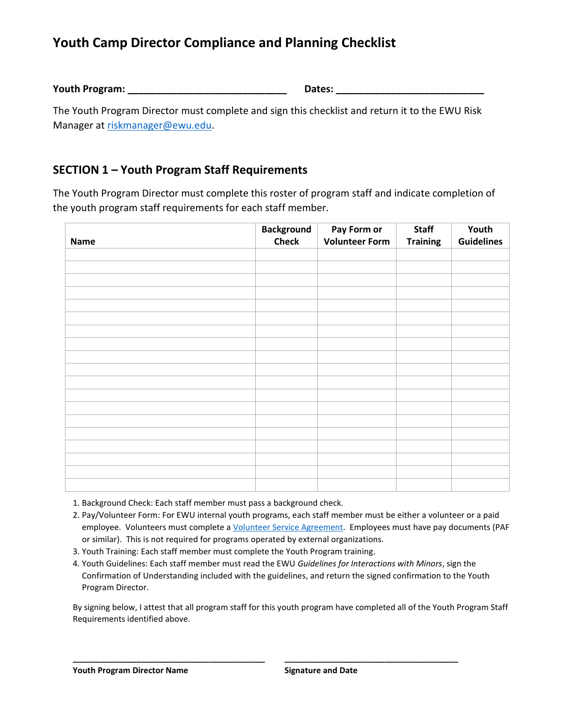# Youth Camp Director Compliance and Planning Checklist

**Youth Program: ______________________________** **Dates: ____________________________**

The Youth Program Director must complete and sign this checklist and return it to the EWU Risk Manager at riskmanager@ewu.edu.

## SECTION 1 – Youth Program Staff Requirements

The Youth Program Director must complete this roster of program staff and indicate completion of the youth program staff requirements for each staff member.

| Name | Background Check | Pay Form or Volunteer Form | Staff Training | Youth Guidelines |
|---|---|---|---|---|
| | | | | |
| | | | | |
| | | | | |
| | | | | |
| | | | | |
| | | | | |
| | | | | |
| | | | | |
| | | | | |
| | | | | |
| | | | | |
| | | | | |
| | | | | |
| | | | | |
| | | | | |
| | | | | |
| | | | | |
| | | | | |
| | | | | |

1. Background Check: Each staff member must pass a background check.
2. Pay/Volunteer Form: For EWU internal youth programs, each staff member must be either a volunteer or a paid employee. Volunteers must complete a Volunteer Service Agreement. Employees must have pay documents (PAF or similar). This is not required for programs operated by external organizations.
3. Youth Training: Each staff member must complete the Youth Program training.
4. Youth Guidelines: Each staff member must read the EWU *Guidelines for Interactions with Minors*, sign the Confirmation of Understanding included with the guidelines, and return the signed confirmation to the Youth Program Director.

By signing below, I attest that all program staff for this youth program have completed all of the Youth Program Staff Requirements identified above.

________________________________________ ____________________________________

**Youth Program Director Name** **Signature and Date**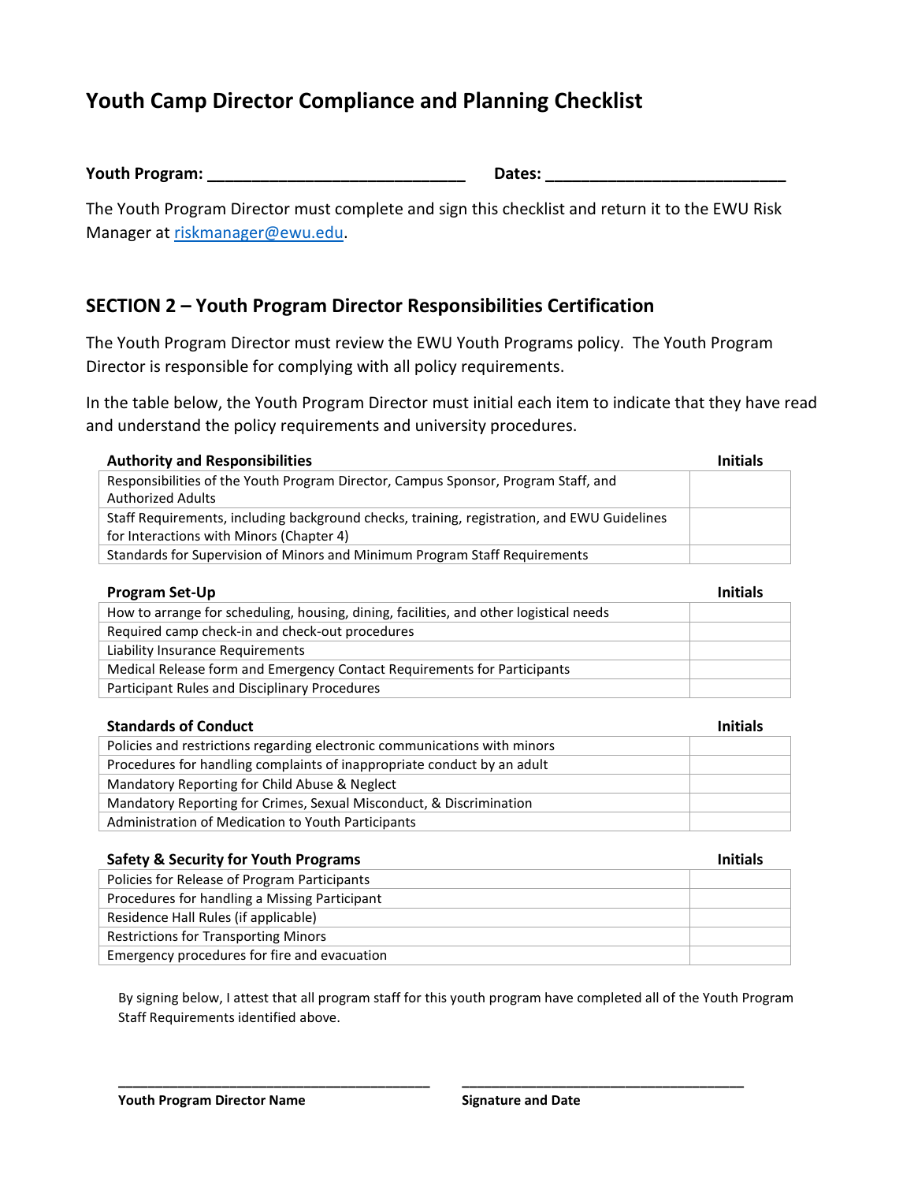# Youth Camp Director Compliance and Planning Checklist

**Youth Program: _____________________________ Dates: ___________________________**

The Youth Program Director must complete and sign this checklist and return it to the EWU Risk Manager at riskmanager@ewu.edu.

## SECTION 2 – Youth Program Director Responsibilities Certification

The Youth Program Director must review the EWU Youth Programs policy. The Youth Program Director is responsible for complying with all policy requirements.

In the table below, the Youth Program Director must initial each item to indicate that they have read and understand the policy requirements and university procedures.

| **Authority and Responsibilities** | **Initials** |
|---|---|
| Responsibilities of the Youth Program Director, Campus Sponsor, Program Staff, and Authorized Adults | |
| Staff Requirements, including background checks, training, registration, and EWU Guidelines for Interactions with Minors (Chapter 4) | |
| Standards for Supervision of Minors and Minimum Program Staff Requirements | |

| **Program Set-Up** | **Initials** |
|---|---|
| How to arrange for scheduling, housing, dining, facilities, and other logistical needs | |
| Required camp check-in and check-out procedures | |
| Liability Insurance Requirements | |
| Medical Release form and Emergency Contact Requirements for Participants | |
| Participant Rules and Disciplinary Procedures | |

| **Standards of Conduct** | **Initials** |
|---|---|
| Policies and restrictions regarding electronic communications with minors | |
| Procedures for handling complaints of inappropriate conduct by an adult | |
| Mandatory Reporting for Child Abuse & Neglect | |
| Mandatory Reporting for Crimes, Sexual Misconduct, & Discrimination | |
| Administration of Medication to Youth Participants | |

| **Safety & Security for Youth Programs** | **Initials** |
|---|---|
| Policies for Release of Program Participants | |
| Procedures for handling a Missing Participant | |
| Residence Hall Rules (if applicable) | |
| Restrictions for Transporting Minors | |
| Emergency procedures for fire and evacuation | |

By signing below, I attest that all program staff for this youth program have completed all of the Youth Program Staff Requirements identified above.

________________________________________ ____________________________________

**Youth Program Director Name** **Signature and Date**